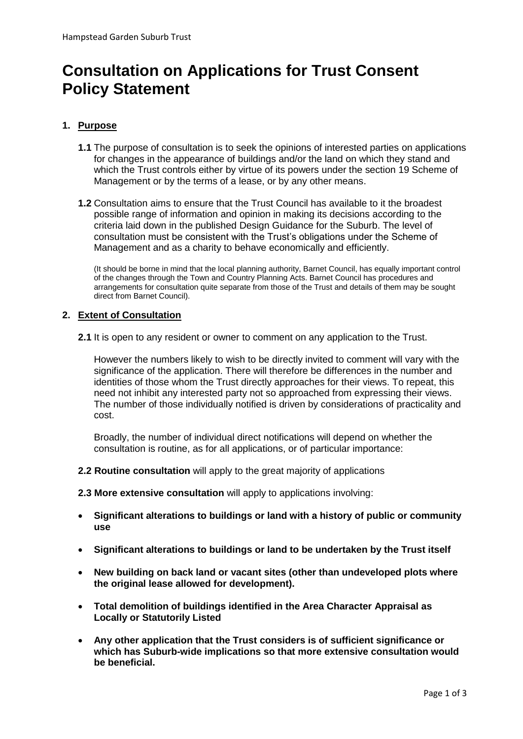# Consultation on Applications for Trust Consent Policy Statement

## 1. Purpose

**1.1** The purpose of consultation is to seek the opinions of interested parties on applications for changes in the appearance of buildings and/or the land on which they stand and which the Trust controls either by virtue of its powers under the section 19 Scheme of Management or by the terms of a lease, or by any other means.

**1.2** Consultation aims to ensure that the Trust Council has available to it the broadest possible range of information and opinion in making its decisions according to the criteria laid down in the published Design Guidance for the Suburb. The level of consultation must be consistent with the Trust's obligations under the Scheme of Management and as a charity to behave economically and efficiently.

(It should be borne in mind that the local planning authority, Barnet Council, has equally important control of the changes through the Town and Country Planning Acts. Barnet Council has procedures and arrangements for consultation quite separate from those of the Trust and details of them may be sought direct from Barnet Council).

## 2. Extent of Consultation

**2.1** It is open to any resident or owner to comment on any application to the Trust.

However the numbers likely to wish to be directly invited to comment will vary with the significance of the application. There will therefore be differences in the number and identities of those whom the Trust directly approaches for their views. To repeat, this need not inhibit any interested party not so approached from expressing their views. The number of those individually notified is driven by considerations of practicality and cost.

Broadly, the number of individual direct notifications will depend on whether the consultation is routine, as for all applications, or of particular importance:

**2.2 Routine consultation** will apply to the great majority of applications

**2.3 More extensive consultation** will apply to applications involving:

- **Significant alterations to buildings or land with a history of public or community use**
- **Significant alterations to buildings or land to be undertaken by the Trust itself**
- **New building on back land or vacant sites (other than undeveloped plots where the original lease allowed for development).**
- **Total demolition of buildings identified in the Area Character Appraisal as Locally or Statutorily Listed**
- **Any other application that the Trust considers is of sufficient significance or which has Suburb-wide implications so that more extensive consultation would be beneficial.**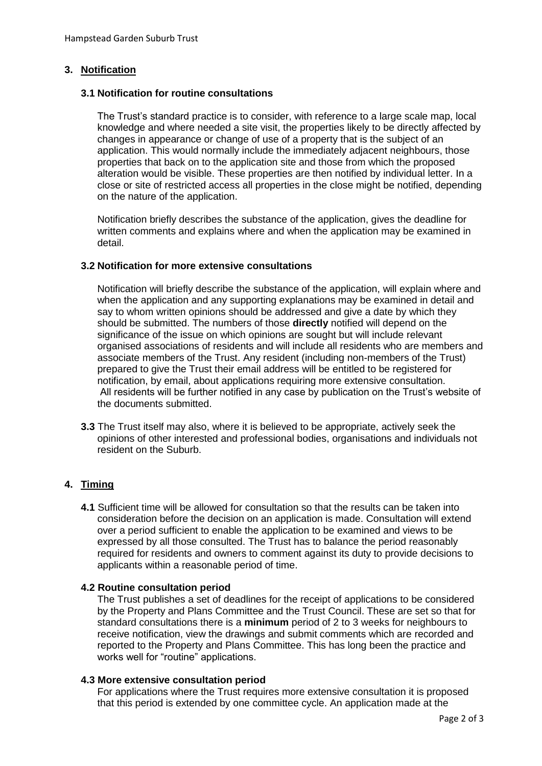## 3. Notification

### 3.1 Notification for routine consultations

The Trust's standard practice is to consider, with reference to a large scale map, local knowledge and where needed a site visit, the properties likely to be directly affected by changes in appearance or change of use of a property that is the subject of an application. This would normally include the immediately adjacent neighbours, those properties that back on to the application site and those from which the proposed alteration would be visible. These properties are then notified by individual letter. In a close or site of restricted access all properties in the close might be notified, depending on the nature of the application.

Notification briefly describes the substance of the application, gives the deadline for written comments and explains where and when the application may be examined in detail.

### 3.2 Notification for more extensive consultations

Notification will briefly describe the substance of the application, will explain where and when the application and any supporting explanations may be examined in detail and say to whom written opinions should be addressed and give a date by which they should be submitted. The numbers of those **directly** notified will depend on the significance of the issue on which opinions are sought but will include relevant organised associations of residents and will include all residents who are members and associate members of the Trust. Any resident (including non-members of the Trust) prepared to give the Trust their email address will be entitled to be registered for notification, by email, about applications requiring more extensive consultation. All residents will be further notified in any case by publication on the Trust's website of the documents submitted.

**3.3** The Trust itself may also, where it is believed to be appropriate, actively seek the opinions of other interested and professional bodies, organisations and individuals not resident on the Suburb.

## 4. Timing

**4.1** Sufficient time will be allowed for consultation so that the results can be taken into consideration before the decision on an application is made. Consultation will extend over a period sufficient to enable the application to be examined and views to be expressed by all those consulted. The Trust has to balance the period reasonably required for residents and owners to comment against its duty to provide decisions to applicants within a reasonable period of time.

### 4.2 Routine consultation period

The Trust publishes a set of deadlines for the receipt of applications to be considered by the Property and Plans Committee and the Trust Council. These are set so that for standard consultations there is a **minimum** period of 2 to 3 weeks for neighbours to receive notification, view the drawings and submit comments which are recorded and reported to the Property and Plans Committee. This has long been the practice and works well for "routine" applications.

### 4.3 More extensive consultation period

For applications where the Trust requires more extensive consultation it is proposed that this period is extended by one committee cycle. An application made at the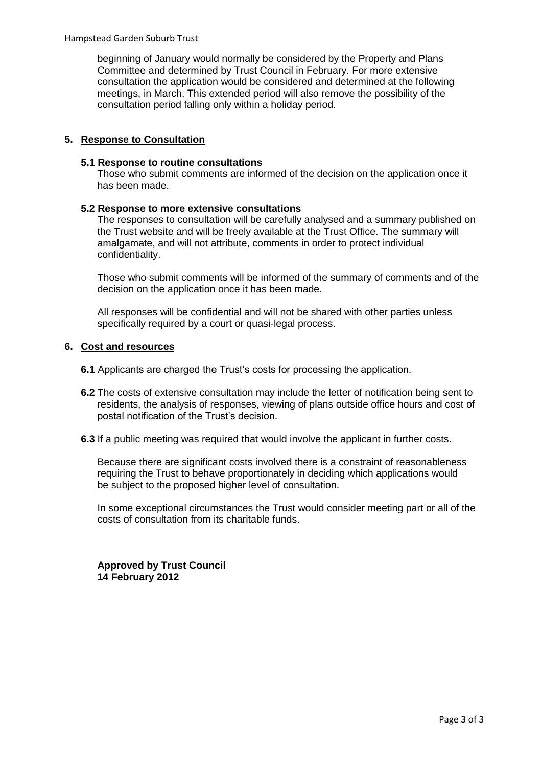beginning of January would normally be considered by the Property and Plans Committee and determined by Trust Council in February. For more extensive consultation the application would be considered and determined at the following meetings, in March. This extended period will also remove the possibility of the consultation period falling only within a holiday period.

## 5. Response to Consultation

### 5.1 Response to routine consultations

Those who submit comments are informed of the decision on the application once it has been made.

### 5.2 Response to more extensive consultations

The responses to consultation will be carefully analysed and a summary published on the Trust website and will be freely available at the Trust Office. The summary will amalgamate, and will not attribute, comments in order to protect individual confidentiality.

Those who submit comments will be informed of the summary of comments and of the decision on the application once it has been made.

All responses will be confidential and will not be shared with other parties unless specifically required by a court or quasi-legal process.

## 6. Cost and resources

**6.1** Applicants are charged the Trust's costs for processing the application.

**6.2** The costs of extensive consultation may include the letter of notification being sent to residents, the analysis of responses, viewing of plans outside office hours and cost of postal notification of the Trust's decision.

**6.3** If a public meeting was required that would involve the applicant in further costs.

Because there are significant costs involved there is a constraint of reasonableness requiring the Trust to behave proportionately in deciding which applications would be subject to the proposed higher level of consultation.

In some exceptional circumstances the Trust would consider meeting part or all of the costs of consultation from its charitable funds.

**Approved by Trust Council**
**14 February 2012**